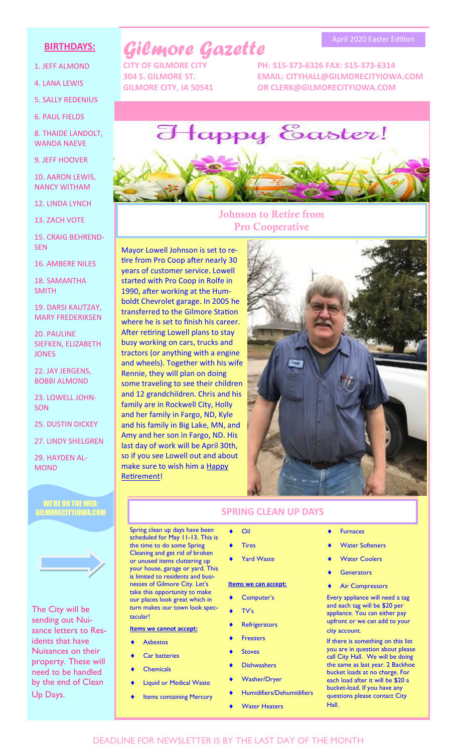# Gilmore Gazette

April 2020 Easter Edition

CITY OF GILMORE CITY
304 S. GILMORE ST.
GILMORE CITY, IA 50541

PH: 515-373-6326 FAX: 515-373-6314
EMAIL: CITYHALL@GILMORECITYIOWA.COM
OR CLERK@GILMORECITYIOWA.COM

Happy Easter!

## Johnson to Retire from Pro Cooperative

Mayor Lowell Johnson is set to retire from Pro Coop after nearly 30 years of customer service. Lowell started with Pro Coop in Rolfe in 1990, after working at the Humboldt Chevrolet garage. In 2005 he transferred to the Gilmore Station where he is set to finish his career. After retiring Lowell plans to stay busy working on cars, trucks and tractors (or anything with a engine and wheels). Together with his wife Rennie, they will plan on doing some traveling to see their children and 12 grandchildren. Chris and his family are in Rockwell City, Holly and her family in Fargo, ND, Kyle and his family in Big Lake, MN, and Amy and her son in Fargo, ND. His last day of work will be April 30th, so if you see Lowell out and about make sure to wish him a Happy Retirement!

## SPRING CLEAN UP DAYS

Spring clean up days have been scheduled for May 11-13. This is the time to do some Spring Cleaning and get rid of broken or unused items cluttering up your house, garage or yard. This is limited to residents and businesses of Gilmore City. Let's take this opportunity to make our places look great which in turn makes our town look spectacular!

**Items we cannot accept:**

- Asbestos
- Car batteries
- Chemicals
- Liquid or Medical Waste
- Items containing Mercury
- Oil
- Tires
- Yard Waste

**Items we can accept:**

- Computer's
- TV's
- Refrigerators
- Freezers
- Stoves
- Dishwashers
- Washer/Dryer
- Humidifiers/Dehumidifiers
- Water Heaters
- Furnaces
- Water Softeners
- Water Coolers
- Generators
- Air Compressors

Every appliance will need a tag and each tag will be $20 per appliance. You can either pay upfront or we can add to your city account.

If there is something on this list you are in question about please call City Hall. We will be doing the same as last year. 2 Backhoe bucket loads at no charge. For each load after it will be $20 a bucket-load. If you have any questions please contact City Hall.

## BIRTHDAYS:

1. JEFF ALMOND
4. LANA LEWIS
5. SALLY REDENIUS
6. PAUL FIELDS
8. THAIDE LANDOLT, WANDA NAEVE
9. JEFF HOOVER
10. AARON LEWIS, NANCY WITHAM
12. LINDA LYNCH
13. ZACH VOTE
15. CRAIG BEHRENDSEN
16. AMBERE NILES
18. SAMANTHA SMITH
19. DARSI KAUTZAY, MARY FREDERIKSEN
20. PAULINE SIEFKEN, ELIZABETH JONES
22. JAY JERGENS, BOBBI ALMOND
23. LOWELL JOHNSON
25. DUSTIN DICKEY
27. LINDY SHELGREN
29. HAYDEN ALMOND

WE'RE ON THE WEB: GILMORECITYIOWA.COM

The City will be sending out Nuisance letters to Residents that have Nuisances on their property. These will need to be handled by the end of Clean Up Days.

DEADLINE FOR NEWSLETTER IS BY THE LAST DAY OF THE MONTH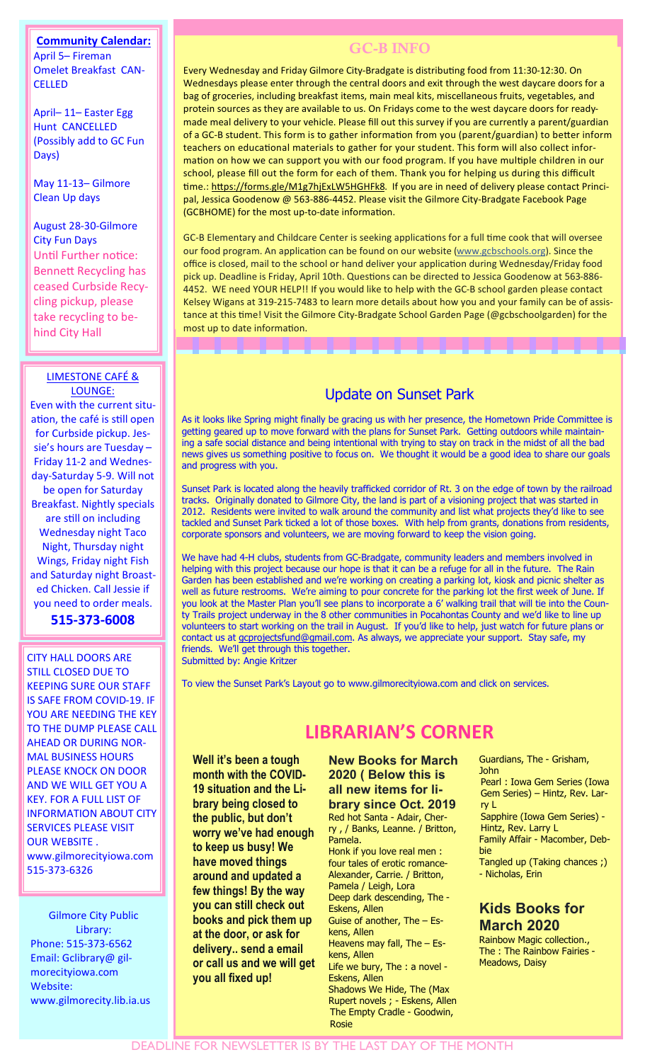**Community Calendar:**

April 5– Fireman Omelet Breakfast CANCELLED

April– 11– Easter Egg Hunt CANCELLED (Possibly add to GC Fun Days)

May 11-13– Gilmore Clean Up days

August 28-30-Gilmore City Fun Days

Until Further notice: Bennett Recycling has ceased Curbside Recycling pickup, please take recycling to behind City Hall

LIMESTONE CAFÉ & LOUNGE:

Even with the current situation, the café is still open for Curbside pickup. Jessie's hours are Tuesday – Friday 11-2 and Wednesday-Saturday 5-9. Will not be open for Saturday Breakfast. Nightly specials are still on including Wednesday night Taco Night, Thursday night Wings, Friday night Fish and Saturday night Broasted Chicken. Call Jessie if you need to order meals.

**515-373-6008**

CITY HALL DOORS ARE STILL CLOSED DUE TO KEEPING SURE OUR STAFF IS SAFE FROM COVID-19. IF YOU ARE NEEDING THE KEY TO THE DUMP PLEASE CALL AHEAD OR DURING NORMAL BUSINESS HOURS PLEASE KNOCK ON DOOR AND WE WILL GET YOU A KEY. FOR A FULL LIST OF INFORMATION ABOUT CITY SERVICES PLEASE VISIT OUR WEBSITE . www.gilmorecityiowa.com 515-373-6326

Gilmore City Public Library:
Phone: 515-373-6562
Email: Gclibrary@ gilmorecityiowa.com
Website: www.gilmorecity.lib.ia.us

## GC-B INFO

Every Wednesday and Friday Gilmore City-Bradgate is distributing food from 11:30-12:30. On Wednesdays please enter through the central doors and exit through the west daycare doors for a bag of groceries, including breakfast items, main meal kits, miscellaneous fruits, vegetables, and protein sources as they are available to us. On Fridays come to the west daycare doors for ready-made meal delivery to your vehicle. Please fill out this survey if you are currently a parent/guardian of a GC-B student. This form is to gather information from you (parent/guardian) to better inform teachers on educational materials to gather for your student. This form will also collect information on how we can support you with our food program. If you have multiple children in our school, please fill out the form for each of them. Thank you for helping us during this difficult time.: https://forms.gle/M1g7hjExLW5HGHFk8. If you are in need of delivery please contact Principal, Jessica Goodenow @ 563-886-4452. Please visit the Gilmore City-Bradgate Facebook Page (GCBHOME) for the most up-to-date information.

GC-B Elementary and Childcare Center is seeking applications for a full time cook that will oversee our food program. An application can be found on our website (www.gcbschools.org). Since the office is closed, mail to the school or hand deliver your application during Wednesday/Friday food pick up. Deadline is Friday, April 10th. Questions can be directed to Jessica Goodenow at 563-886-4452. WE need YOUR HELP!! If you would like to help with the GC-B school garden please contact Kelsey Wigans at 319-215-7483 to learn more details about how you and your family can be of assistance at this time! Visit the Gilmore City-Bradgate School Garden Page (@gcbschoolgarden) for the most up to date information.

## Update on Sunset Park

As it looks like Spring might finally be gracing us with her presence, the Hometown Pride Committee is getting geared up to move forward with the plans for Sunset Park. Getting outdoors while maintaining a safe social distance and being intentional with trying to stay on track in the midst of all the bad news gives us something positive to focus on. We thought it would be a good idea to share our goals and progress with you.

Sunset Park is located along the heavily trafficked corridor of Rt. 3 on the edge of town by the railroad tracks. Originally donated to Gilmore City, the land is part of a visioning project that was started in 2012. Residents were invited to walk around the community and list what projects they'd like to see tackled and Sunset Park ticked a lot of those boxes. With help from grants, donations from residents, corporate sponsors and volunteers, we are moving forward to keep the vision going.

We have had 4-H clubs, students from GC-Bradgate, community leaders and members involved in helping with this project because our hope is that it can be a refuge for all in the future. The Rain Garden has been established and we're working on creating a parking lot, kiosk and picnic shelter as well as future restrooms. We're aiming to pour concrete for the parking lot the first week of June. If you look at the Master Plan you'll see plans to incorporate a 6' walking trail that will tie into the County Trails project underway in the 8 other communities in Pocahontas County and we'd like to line up volunteers to start working on the trail in August. If you'd like to help, just watch for future plans or contact us at gcprojectsfund@gmail.com. As always, we appreciate your support. Stay safe, my friends. We'll get through this together.
Submitted by: Angie Kritzer

To view the Sunset Park's Layout go to www.gilmorecityiowa.com and click on services.

## LIBRARIAN'S CORNER

**Well it's been a tough month with the COVID-19 situation and the Library being closed to the public, but don't worry we've had enough to keep us busy! We have moved things around and updated a few things! By the way you can still check out books and pick them up at the door, or ask for delivery.. send a email or call us and we will get you all fixed up!**

### New Books for March 2020 ( Below this is all new items for library since Oct. 2019

Red hot Santa - Adair, Cherry , / Banks, Leanne. / Britton, Pamela.
Honk if you love real men : four tales of erotic romance- Alexander, Carrie. / Britton, Pamela / Leigh, Lora
Deep dark descending, The - Eskens, Allen
Guise of another, The – Eskens, Allen
Heavens may fall, The – Eskens, Allen
Life we bury, The : a novel - Eskens, Allen
Shadows We Hide, The (Max Rupert novels ; - Eskens, Allen
The Empty Cradle - Goodwin, Rosie
Guardians, The - Grisham, John
Pearl : Iowa Gem Series (Iowa Gem Series) – Hintz, Rev. Larry L
Sapphire (Iowa Gem Series) - Hintz, Rev. Larry L
Family Affair - Macomber, Debbie
Tangled up (Taking chances ;) - Nicholas, Erin

### Kids Books for March 2020

Rainbow Magic collection., The : The Rainbow Fairies - Meadows, Daisy

DEADLINE FOR NEWSLETTER IS BY THE LAST DAY OF THE MONTH